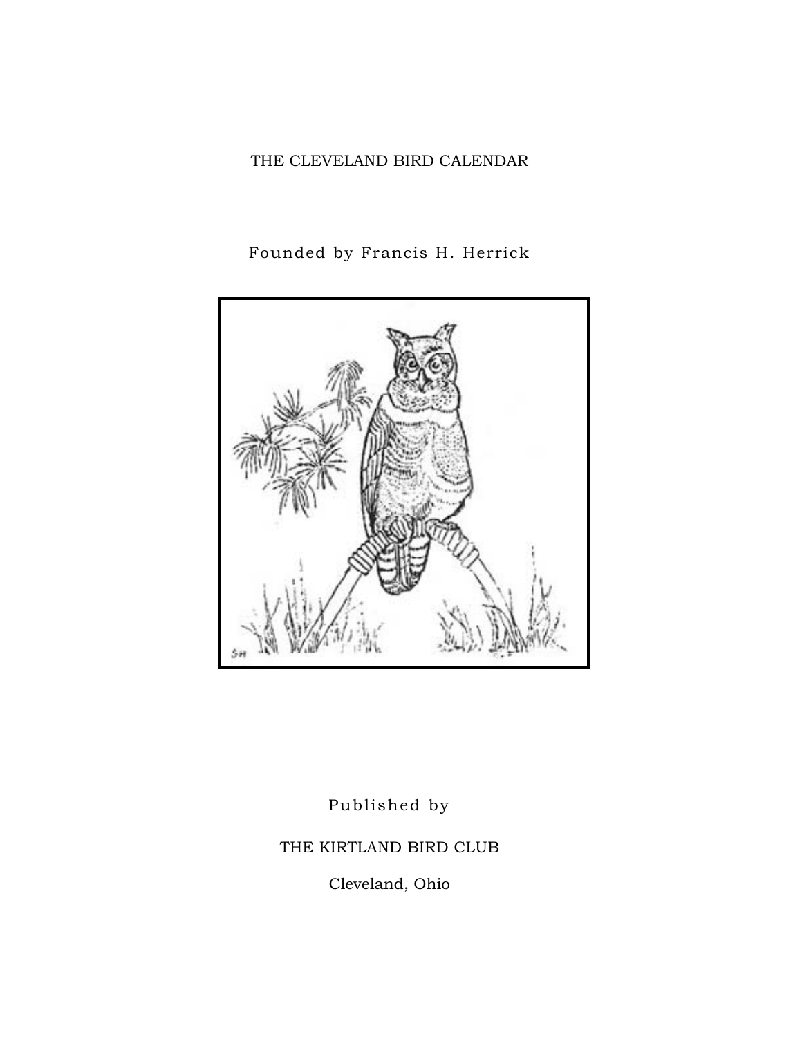# THE CLEVELAND BIRD CALENDAR

Founded by Francis H. Herrick

Published by

THE KIRTLAND BIRD CLUB

Cleveland, Ohio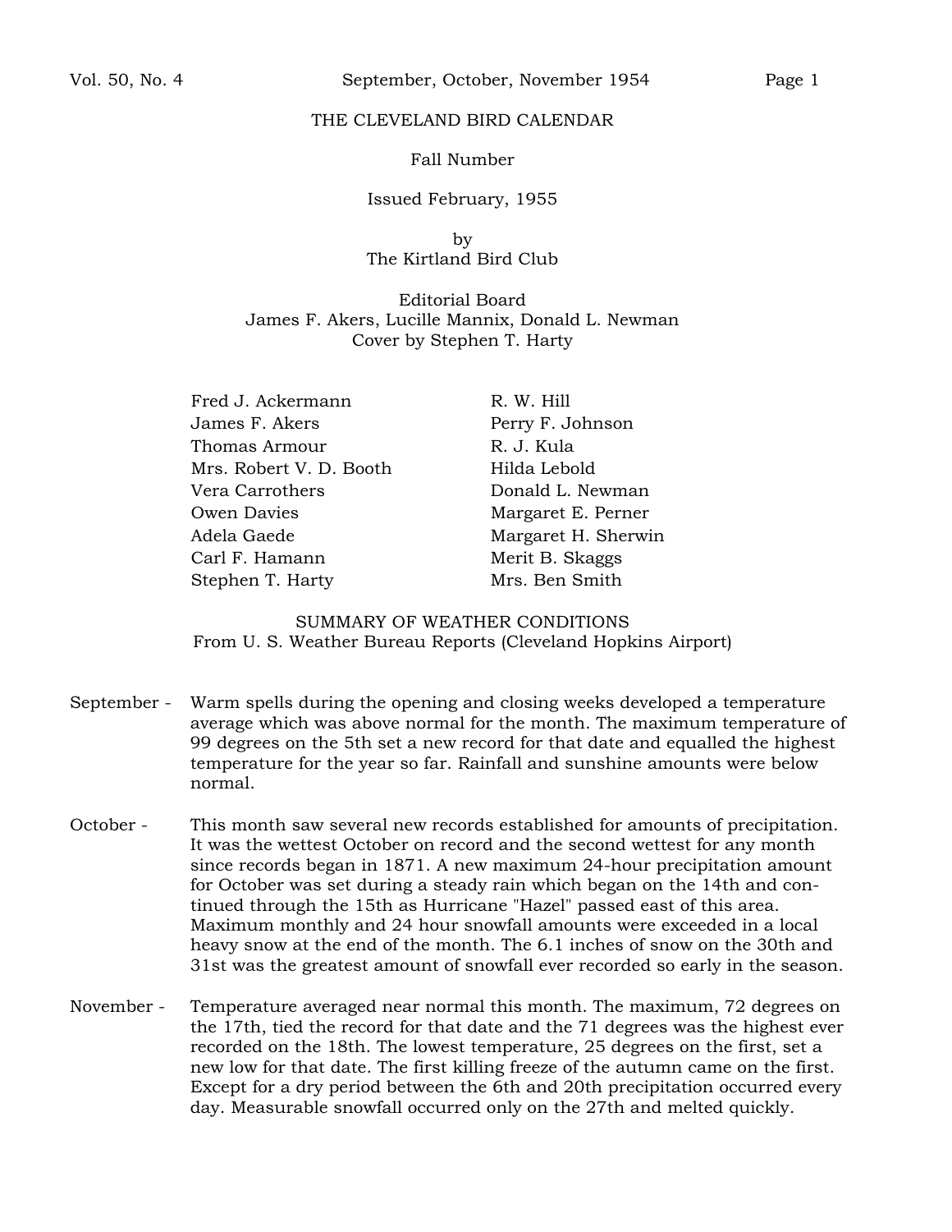# THE CLEVELAND BIRD CALENDAR

Fall Number

Issued February, 1955

by
The Kirtland Bird Club

Editorial Board
James F. Akers, Lucille Mannix, Donald L. Newman
Cover by Stephen T. Harty

Fred J. Ackermann
James F. Akers
Thomas Armour
Mrs. Robert V. D. Booth
Vera Carrothers
Owen Davies
Adela Gaede
Carl F. Hamann
Stephen T. Harty
R. W. Hill
Perry F. Johnson
R. J. Kula
Hilda Lebold
Donald L. Newman
Margaret E. Perner
Margaret H. Sherwin
Merit B. Skaggs
Mrs. Ben Smith

## SUMMARY OF WEATHER CONDITIONS
From U. S. Weather Bureau Reports (Cleveland Hopkins Airport)

September - Warm spells during the opening and closing weeks developed a temperature average which was above normal for the month. The maximum temperature of 99 degrees on the 5th set a new record for that date and equalled the highest temperature for the year so far. Rainfall and sunshine amounts were below normal.

October - This month saw several new records established for amounts of precipitation. It was the wettest October on record and the second wettest for any month since records began in 1871. A new maximum 24-hour precipitation amount for October was set during a steady rain which began on the 14th and continued through the 15th as Hurricane "Hazel" passed east of this area. Maximum monthly and 24 hour snowfall amounts were exceeded in a local heavy snow at the end of the month. The 6.1 inches of snow on the 30th and 31st was the greatest amount of snowfall ever recorded so early in the season.

November - Temperature averaged near normal this month. The maximum, 72 degrees on the 17th, tied the record for that date and the 71 degrees was the highest ever recorded on the 18th. The lowest temperature, 25 degrees on the first, set a new low for that date. The first killing freeze of the autumn came on the first. Except for a dry period between the 6th and 20th precipitation occurred every day. Measurable snowfall occurred only on the 27th and melted quickly.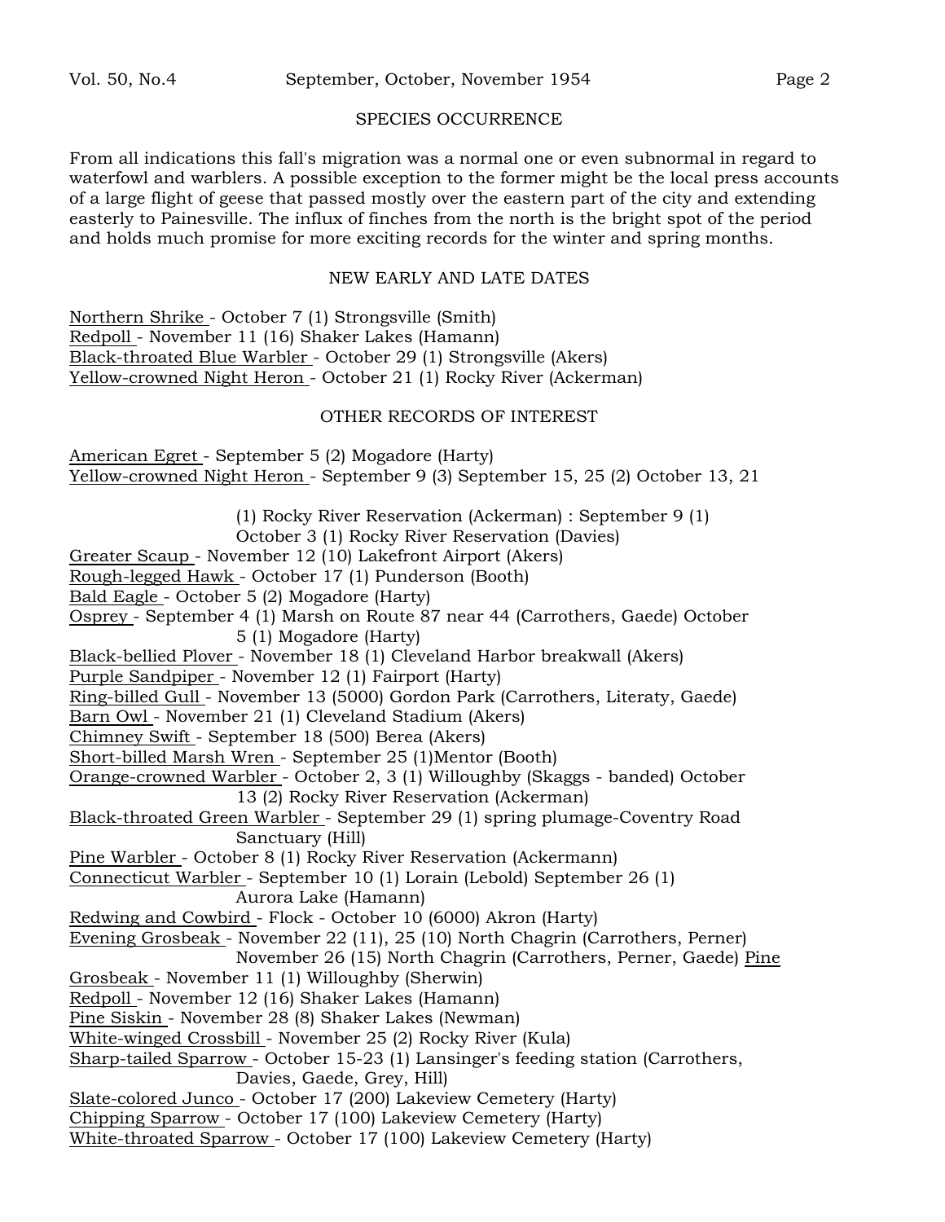## SPECIES OCCURRENCE

From all indications this fall's migration was a normal one or even subnormal in regard to waterfowl and warblers. A possible exception to the former might be the local press accounts of a large flight of geese that passed mostly over the eastern part of the city and extending easterly to Painesville. The influx of finches from the north is the bright spot of the period and holds much promise for more exciting records for the winter and spring months.

### NEW EARLY AND LATE DATES

Northern Shrike - October 7 (1) Strongsville (Smith)
Redpoll - November 11 (16) Shaker Lakes (Hamann)
Black-throated Blue Warbler - October 29 (1) Strongsville (Akers)
Yellow-crowned Night Heron - October 21 (1) Rocky River (Ackerman)

### OTHER RECORDS OF INTEREST

American Egret - September 5 (2) Mogadore (Harty)
Yellow-crowned Night Heron - September 9 (3) September 15, 25 (2) October 13, 21 (1) Rocky River Reservation (Ackerman) : September 9 (1) October 3 (1) Rocky River Reservation (Davies)
Greater Scaup - November 12 (10) Lakefront Airport (Akers)
Rough-legged Hawk - October 17 (1) Punderson (Booth)
Bald Eagle - October 5 (2) Mogadore (Harty)
Osprey - September 4 (1) Marsh on Route 87 near 44 (Carrothers, Gaede) October 5 (1) Mogadore (Harty)
Black-bellied Plover - November 18 (1) Cleveland Harbor breakwall (Akers)
Purple Sandpiper - November 12 (1) Fairport (Harty)
Ring-billed Gull - November 13 (5000) Gordon Park (Carrothers, Literaty, Gaede)
Barn Owl - November 21 (1) Cleveland Stadium (Akers)
Chimney Swift - September 18 (500) Berea (Akers)
Short-billed Marsh Wren - September 25 (1)Mentor (Booth)
Orange-crowned Warbler - October 2, 3 (1) Willoughby (Skaggs - banded) October 13 (2) Rocky River Reservation (Ackerman)
Black-throated Green Warbler - September 29 (1) spring plumage-Coventry Road Sanctuary (Hill)
Pine Warbler - October 8 (1) Rocky River Reservation (Ackermann)
Connecticut Warbler - September 10 (1) Lorain (Lebold) September 26 (1) Aurora Lake (Hamann)
Redwing and Cowbird - Flock - October 10 (6000) Akron (Harty)
Evening Grosbeak - November 22 (11), 25 (10) North Chagrin (Carrothers, Perner) November 26 (15) North Chagrin (Carrothers, Perner, Gaede)
Pine Grosbeak - November 11 (1) Willoughby (Sherwin)
Redpoll - November 12 (16) Shaker Lakes (Hamann)
Pine Siskin - November 28 (8) Shaker Lakes (Newman)
White-winged Crossbill - November 25 (2) Rocky River (Kula)
Sharp-tailed Sparrow - October 15-23 (1) Lansinger's feeding station (Carrothers, Davies, Gaede, Grey, Hill)
Slate-colored Junco - October 17 (200) Lakeview Cemetery (Harty)
Chipping Sparrow - October 17 (100) Lakeview Cemetery (Harty)
White-throated Sparrow - October 17 (100) Lakeview Cemetery (Harty)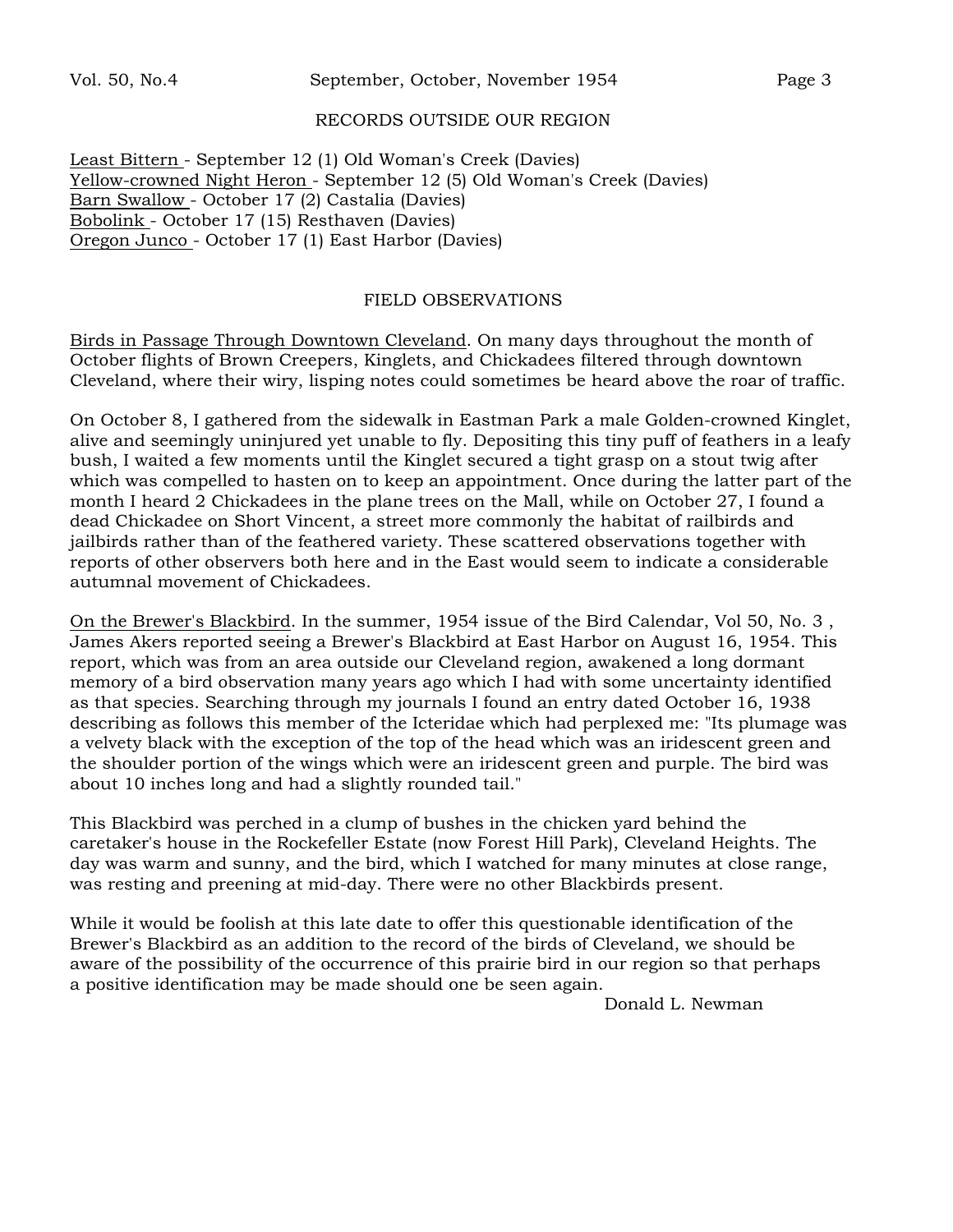## RECORDS OUTSIDE OUR REGION

Least Bittern - September 12 (1) Old Woman's Creek (Davies)
Yellow-crowned Night Heron - September 12 (5) Old Woman's Creek (Davies)
Barn Swallow - October 17 (2) Castalia (Davies)
Bobolink - October 17 (15) Resthaven (Davies)
Oregon Junco - October 17 (1) East Harbor (Davies)

## FIELD OBSERVATIONS

Birds in Passage Through Downtown Cleveland. On many days throughout the month of October flights of Brown Creepers, Kinglets, and Chickadees filtered through downtown Cleveland, where their wiry, lisping notes could sometimes be heard above the roar of traffic.

On October 8, I gathered from the sidewalk in Eastman Park a male Golden-crowned Kinglet, alive and seemingly uninjured yet unable to fly. Depositing this tiny puff of feathers in a leafy bush, I waited a few moments until the Kinglet secured a tight grasp on a stout twig after which was compelled to hasten on to keep an appointment. Once during the latter part of the month I heard 2 Chickadees in the plane trees on the Mall, while on October 27, I found a dead Chickadee on Short Vincent, a street more commonly the habitat of railbirds and jailbirds rather than of the feathered variety. These scattered observations together with reports of other observers both here and in the East would seem to indicate a considerable autumnal movement of Chickadees.

On the Brewer's Blackbird. In the summer, 1954 issue of the Bird Calendar, Vol 50, No. 3 , James Akers reported seeing a Brewer's Blackbird at East Harbor on August 16, 1954. This report, which was from an area outside our Cleveland region, awakened a long dormant memory of a bird observation many years ago which I had with some uncertainty identified as that species. Searching through my journals I found an entry dated October 16, 1938 describing as follows this member of the Icteridae which had perplexed me: "Its plumage was a velvety black with the exception of the top of the head which was an iridescent green and the shoulder portion of the wings which were an iridescent green and purple. The bird was about 10 inches long and had a slightly rounded tail."

This Blackbird was perched in a clump of bushes in the chicken yard behind the caretaker's house in the Rockefeller Estate (now Forest Hill Park), Cleveland Heights. The day was warm and sunny, and the bird, which I watched for many minutes at close range, was resting and preening at mid-day. There were no other Blackbirds present.

While it would be foolish at this late date to offer this questionable identification of the Brewer's Blackbird as an addition to the record of the birds of Cleveland, we should be aware of the possibility of the occurrence of this prairie bird in our region so that perhaps a positive identification may be made should one be seen again.

Donald L. Newman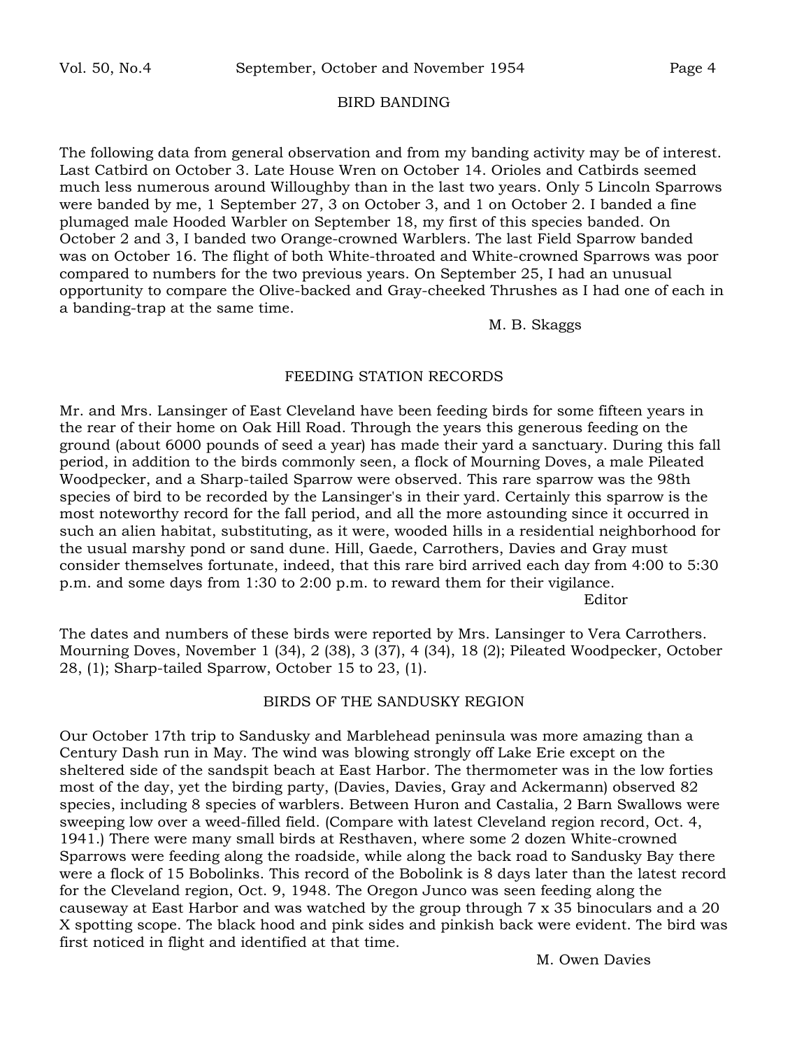## BIRD BANDING

The following data from general observation and from my banding activity may be of interest. Last Catbird on October 3. Late House Wren on October 14. Orioles and Catbirds seemed much less numerous around Willoughby than in the last two years. Only 5 Lincoln Sparrows were banded by me, 1 September 27, 3 on October 3, and 1 on October 2. I banded a fine plumaged male Hooded Warbler on September 18, my first of this species banded. On October 2 and 3, I banded two Orange-crowned Warblers. The last Field Sparrow banded was on October 16. The flight of both White-throated and White-crowned Sparrows was poor compared to numbers for the two previous years. On September 25, I had an unusual opportunity to compare the Olive-backed and Gray-cheeked Thrushes as I had one of each in a banding-trap at the same time.

M. B. Skaggs

## FEEDING STATION RECORDS

Mr. and Mrs. Lansinger of East Cleveland have been feeding birds for some fifteen years in the rear of their home on Oak Hill Road. Through the years this generous feeding on the ground (about 6000 pounds of seed a year) has made their yard a sanctuary. During this fall period, in addition to the birds commonly seen, a flock of Mourning Doves, a male Pileated Woodpecker, and a Sharp-tailed Sparrow were observed. This rare sparrow was the 98th species of bird to be recorded by the Lansinger's in their yard. Certainly this sparrow is the most noteworthy record for the fall period, and all the more astounding since it occurred in such an alien habitat, substituting, as it were, wooded hills in a residential neighborhood for the usual marshy pond or sand dune. Hill, Gaede, Carrothers, Davies and Gray must consider themselves fortunate, indeed, that this rare bird arrived each day from 4:00 to 5:30 p.m. and some days from 1:30 to 2:00 p.m. to reward them for their vigilance.

Editor

The dates and numbers of these birds were reported by Mrs. Lansinger to Vera Carrothers. Mourning Doves, November 1 (34), 2 (38), 3 (37), 4 (34), 18 (2); Pileated Woodpecker, October 28, (1); Sharp-tailed Sparrow, October 15 to 23, (1).

## BIRDS OF THE SANDUSKY REGION

Our October 17th trip to Sandusky and Marblehead peninsula was more amazing than a Century Dash run in May. The wind was blowing strongly off Lake Erie except on the sheltered side of the sandspit beach at East Harbor. The thermometer was in the low forties most of the day, yet the birding party, (Davies, Davies, Gray and Ackermann) observed 82 species, including 8 species of warblers. Between Huron and Castalia, 2 Barn Swallows were sweeping low over a weed-filled field. (Compare with latest Cleveland region record, Oct. 4, 1941.) There were many small birds at Resthaven, where some 2 dozen White-crowned Sparrows were feeding along the roadside, while along the back road to Sandusky Bay there were a flock of 15 Bobolinks. This record of the Bobolink is 8 days later than the latest record for the Cleveland region, Oct. 9, 1948. The Oregon Junco was seen feeding along the causeway at East Harbor and was watched by the group through 7 x 35 binoculars and a 20 X spotting scope. The black hood and pink sides and pinkish back were evident. The bird was first noticed in flight and identified at that time.

M. Owen Davies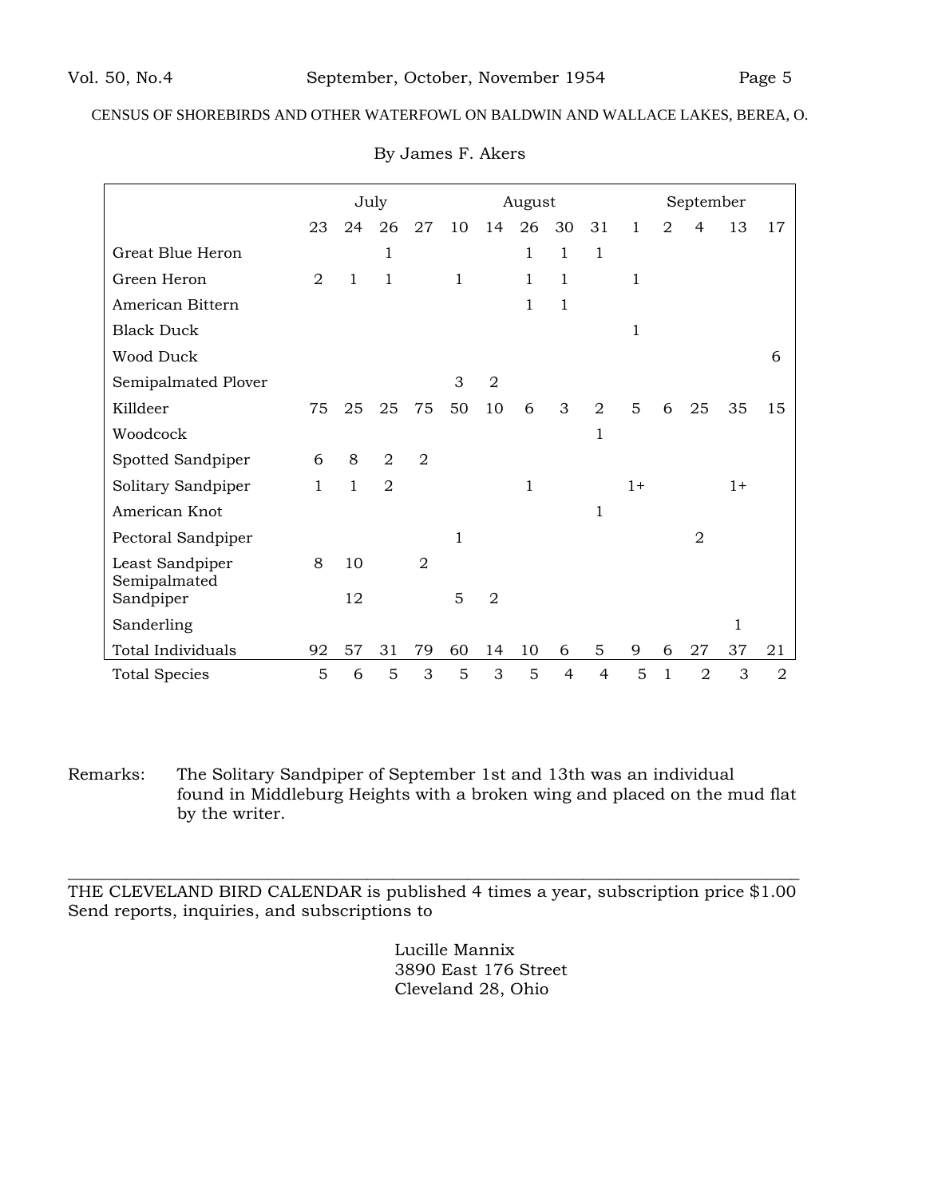## CENSUS OF SHOREBIRDS AND OTHER WATERFOWL ON BALDWIN AND WALLACE LAKES, BEREA, O.

By James F. Akers

| | July | | | | August | | | | | September | | | | |
|---|---|---|---|---|---|---|---|---|---|---|---|---|---|---|
| | 23 | 24 | 26 | 27 | 10 | 14 | 26 | 30 | 31 | 1 | 2 | 4 | 13 | 17 |
| Great Blue Heron | | | 1 | | | | 1 | 1 | 1 | | | | | |
| Green Heron | 2 | 1 | 1 | | 1 | | 1 | 1 | | 1 | | | | |
| American Bittern | | | | | | | 1 | 1 | | | | | | |
| Black Duck | | | | | | | | | | 1 | | | | |
| Wood Duck | | | | | | | | | | | | | | 6 |
| Semipalmated Plover | | | | | 3 | 2 | | | | | | | | |
| Killdeer | 75 | 25 | 25 | 75 | 50 | 10 | 6 | 3 | 2 | 5 | 6 | 25 | 35 | 15 |
| Woodcock | | | | | | | | | 1 | | | | | |
| Spotted Sandpiper | 6 | 8 | 2 | 2 | | | | | | | | | | |
| Solitary Sandpiper | 1 | 1 | 2 | | | | 1 | | | 1+ | | | 1+ | |
| American Knot | | | | | | | | | 1 | | | | | |
| Pectoral Sandpiper | | | | | 1 | | | | | | | 2 | | |
| Least Sandpiper | 8 | 10 | | 2 | | | | | | | | | | |
| Semipalmated Sandpiper | | 12 | | | 5 | 2 | | | | | | | | |
| Sanderling | | | | | | | | | | | | | 1 | |
| Total Individuals | 92 | 57 | 31 | 79 | 60 | 14 | 10 | 6 | 5 | 9 | 6 | 27 | 37 | 21 |
| Total Species | 5 | 6 | 5 | 3 | 5 | 3 | 5 | 4 | 4 | 5 | 1 | 2 | 3 | 2 |

Remarks: The Solitary Sandpiper of September 1st and 13th was an individual found in Middleburg Heights with a broken wing and placed on the mud flat by the writer.

---

THE CLEVELAND BIRD CALENDAR is published 4 times a year, subscription price $1.00
Send reports, inquiries, and subscriptions to

Lucille Mannix
3890 East 176 Street
Cleveland 28, Ohio